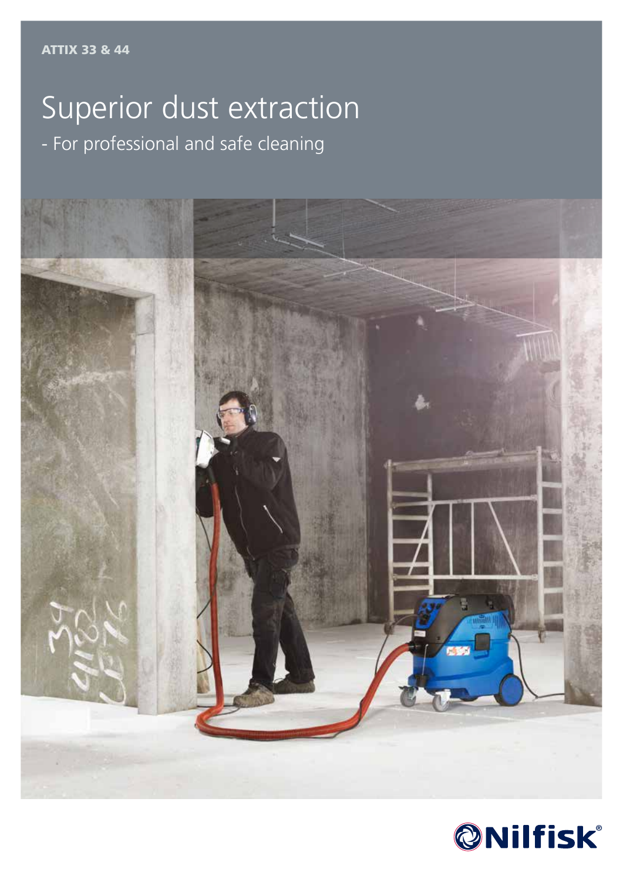**ATTIX 33 & 44**

# Superior dust extraction

- For professional and safe cleaning

Nilfisk®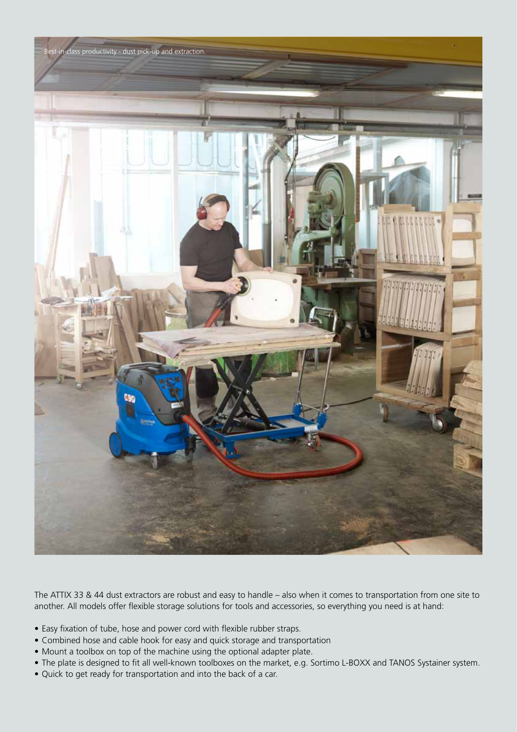Best-in-class productivity - dust pick-up and extraction.

The ATTIX 33 & 44 dust extractors are robust and easy to handle – also when it comes to transportation from one site to another. All models offer flexible storage solutions for tools and accessories, so everything you need is at hand:

- Easy fixation of tube, hose and power cord with flexible rubber straps.
- Combined hose and cable hook for easy and quick storage and transportation
- Mount a toolbox on top of the machine using the optional adapter plate.
- The plate is designed to fit all well-known toolboxes on the market, e.g. Sortimo L-BOXX and TANOS Systainer system.
- Quick to get ready for transportation and into the back of a car.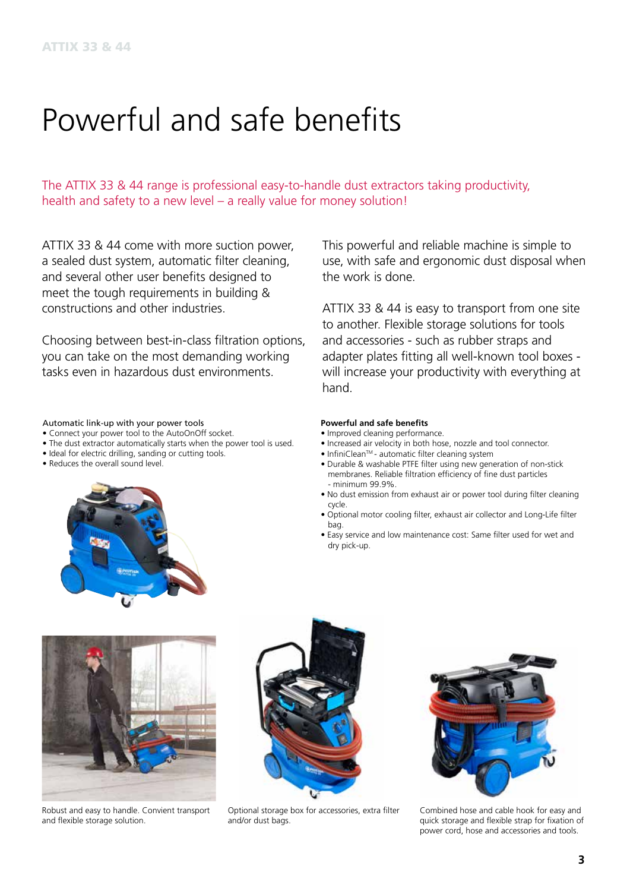# Powerful and safe benefits

The ATTIX 33 & 44 range is professional easy-to-handle dust extractors taking productivity, health and safety to a new level – a really value for money solution!

ATTIX 33 & 44 come with more suction power, a sealed dust system, automatic filter cleaning, and several other user benefits designed to meet the tough requirements in building & constructions and other industries.

Choosing between best-in-class filtration options, you can take on the most demanding working tasks even in hazardous dust environments.

This powerful and reliable machine is simple to use, with safe and ergonomic dust disposal when the work is done.

ATTIX 33 & 44 is easy to transport from one site to another. Flexible storage solutions for tools and accessories - such as rubber straps and adapter plates fitting all well-known tool boxes - will increase your productivity with everything at hand.

Automatic link-up with your power tools

- Connect your power tool to the AutoOnOff socket.
- The dust extractor automatically starts when the power tool is used.
- Ideal for electric drilling, sanding or cutting tools.
- Reduces the overall sound level.

**Powerful and safe benefits**

- Improved cleaning performance.
- Increased air velocity in both hose, nozzle and tool connector.
- InfiniClean™ - automatic filter cleaning system
- Durable & washable PTFE filter using new generation of non-stick membranes. Reliable filtration efficiency of fine dust particles - minimum 99.9%.
- No dust emission from exhaust air or power tool during filter cleaning cycle.
- Optional motor cooling filter, exhaust air collector and Long-Life filter bag.
- Easy service and low maintenance cost: Same filter used for wet and dry pick-up.

Robust and easy to handle. Convient transport and flexible storage solution.

Optional storage box for accessories, extra filter and/or dust bags.

Combined hose and cable hook for easy and quick storage and flexible strap for fixation of power cord, hose and accessories and tools.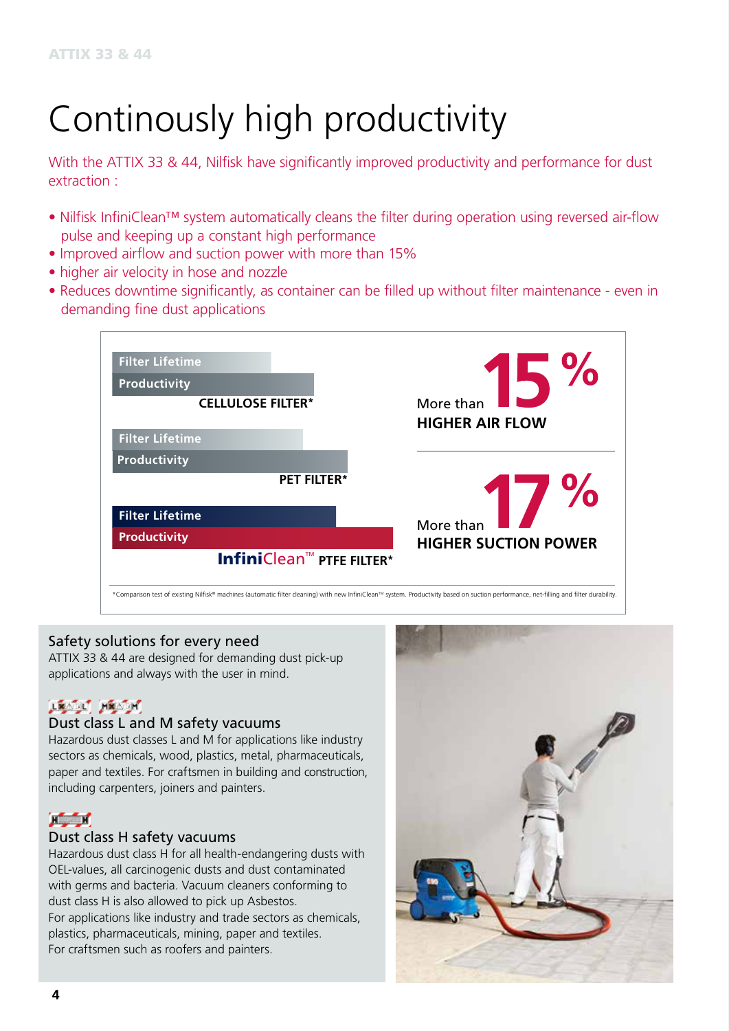# Continosly high productivity

With the ATTIX 33 & 44, Nilfisk have significantly improved productivity and performance for dust extraction :

- Nilfisk InfiniClean™ system automatically cleans the filter during operation using reversed air-flow pulse and keeping up a constant high performance
- Improved airflow and suction power with more than 15%
- higher air velocity in hose and nozzle
- Reduces downtime significantly, as container can be filled up without filter maintenance - even in demanding fine dust applications

Filter Lifetime
Productivity
**CELLULOSE FILTER***

Filter Lifetime
Productivity
**PET FILTER***

Filter Lifetime
Productivity
**InfiniClean™ PTFE FILTER***

More than **15 %**
**HIGHER AIR FLOW**

More than **17 %**
**HIGHER SUCTION POWER**

*Comparison test of existing Nilfisk® machines (automatic filter cleaning) with new InfiniClean™ system. Productivity based on suction performance, net-filling and filter durability.

## Safety solutions for every need

ATTIX 33 & 44 are designed for demanding dust pick-up applications and always with the user in mind.

### Dust class L and M safety vacuums

Hazardous dust classes L and M for applications like industry sectors as chemicals, wood, plastics, metal, pharmaceuticals, paper and textiles. For craftsmen in building and construction, including carpenters, joiners and painters.

### Dust class H safety vacuums

Hazardous dust class H for all health-endangering dusts with OEL-values, all carcinogenic dusts and dust contaminated with germs and bacteria. Vacuum cleaners conforming to dust class H is also allowed to pick up Asbestos.
For applications like industry and trade sectors as chemicals, plastics, pharmaceuticals, mining, paper and textiles.
For craftsmen such as roofers and painters.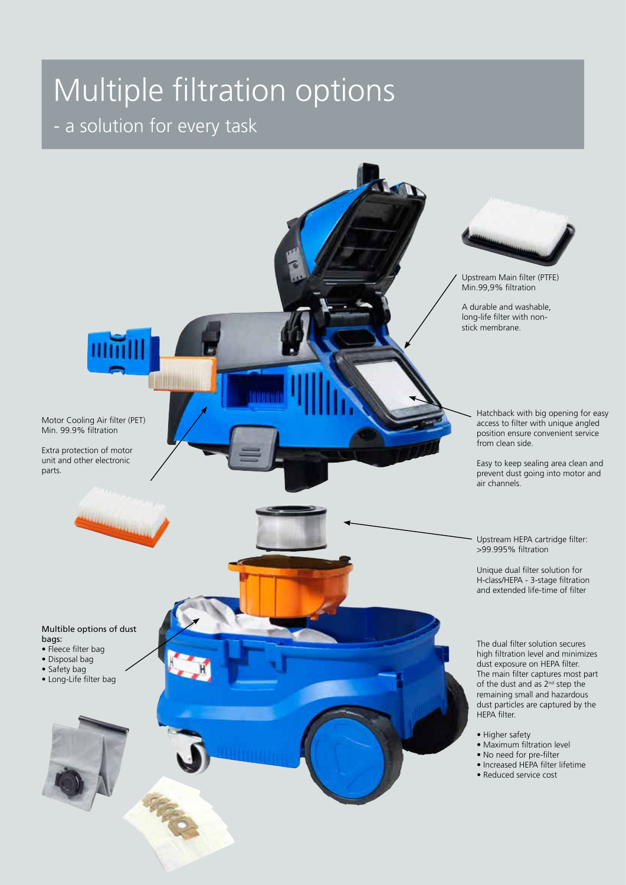# Multiple filtration options

## - a solution for every task

Upstream Main filter (PTFE)
Min.99,9% filtration

A durable and washable, long-life filter with non-stick membrane.

Motor Cooling Air filter (PET)
Min. 99.9% filtration

Extra protection of motor unit and other electronic parts.

Hatchback with big opening for easy access to filter with unique angled position ensure convenient service from clean side.

Easy to keep sealing area clean and prevent dust going into motor and air channels.

Upstream HEPA cartridge filter:
>99.995% filtration

Unique dual filter solution for H-class/HEPA - 3-stage filtration and extended life-time of filter

**Multible options of dust bags:**

- Fleece filter bag
- Disposal bag
- Safety bag
- Long-Life filter bag

The dual filter solution secures high filtration level and minimizes dust exposure on HEPA filter. The main filter captures most part of the dust and as 2nd step the remaining small and hazardous dust particles are captured by the HEPA filter.

- Higher safety
- Maximum filtration level
- No need for pre-filter
- Increased HEPA filter lifetime
- Reduced service cost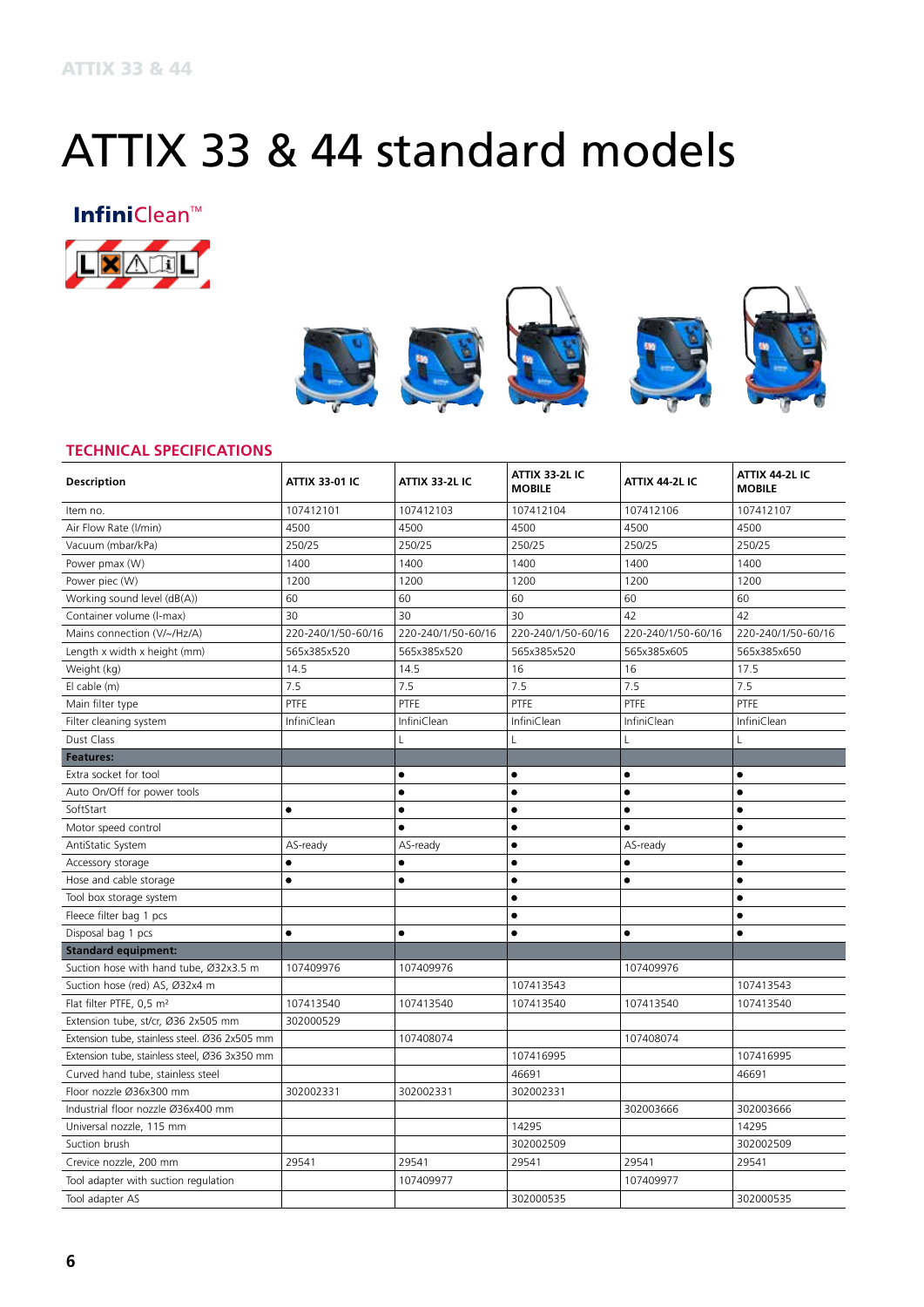# ATTIX 33 & 44 standard models

**InfiniClean™**

## TECHNICAL SPECIFICATIONS

| Description | ATTIX 33-01 IC | ATTIX 33-2L IC | ATTIX 33-2L IC MOBILE | ATTIX 44-2L IC | ATTIX 44-2L IC MOBILE |
|---|---|---|---|---|---|
| Item no. | 107412101 | 107412103 | 107412104 | 107412106 | 107412107 |
| Air Flow Rate (l/min) | 4500 | 4500 | 4500 | 4500 | 4500 |
| Vacuum (mbar/kPa) | 250/25 | 250/25 | 250/25 | 250/25 | 250/25 |
| Power pmax (W) | 1400 | 1400 | 1400 | 1400 | 1400 |
| Power piec (W) | 1200 | 1200 | 1200 | 1200 | 1200 |
| Working sound level (dB(A)) | 60 | 60 | 60 | 60 | 60 |
| Container volume (l-max) | 30 | 30 | 30 | 42 | 42 |
| Mains connection (V/~/Hz/A) | 220-240/1/50-60/16 | 220-240/1/50-60/16 | 220-240/1/50-60/16 | 220-240/1/50-60/16 | 220-240/1/50-60/16 |
| Length x width x height (mm) | 565x385x520 | 565x385x520 | 565x385x520 | 565x385x605 | 565x385x650 |
| Weight (kg) | 14.5 | 14.5 | 16 | 16 | 17.5 |
| El cable (m) | 7.5 | 7.5 | 7.5 | 7.5 | 7.5 |
| Main filter type | PTFE | PTFE | PTFE | PTFE | PTFE |
| Filter cleaning system | InfiniClean | InfiniClean | InfiniClean | InfiniClean | InfiniClean |
| Dust Class | | L | L | L | L |
| **Features:** | | | | | |
| Extra socket for tool | | ● | ● | ● | ● |
| Auto On/Off for power tools | | ● | ● | ● | ● |
| SoftStart | ● | ● | ● | ● | ● |
| Motor speed control | | ● | ● | ● | ● |
| AntiStatic System | AS-ready | AS-ready | ● | AS-ready | ● |
| Accessory storage | ● | ● | ● | ● | ● |
| Hose and cable storage | ● | ● | ● | ● | ● |
| Tool box storage system | | | ● | | ● |
| Fleece filter bag 1 pcs | | | ● | | ● |
| Disposal bag 1 pcs | ● | ● | ● | ● | ● |
| **Standard equipment:** | | | | | |
| Suction hose with hand tube, Ø32x3.5 m | 107409976 | 107409976 | | 107409976 | |
| Suction hose (red) AS, Ø32x4 m | | | 107413543 | | 107413543 |
| Flat filter PTFE, 0,5 m² | 107413540 | 107413540 | 107413540 | 107413540 | 107413540 |
| Extension tube, st/cr, Ø36 2x505 mm | 302000529 | | | | |
| Extension tube, stainless steel. Ø36 2x505 mm | | 107408074 | | 107408074 | |
| Extension tube, stainless steel, Ø36 3x350 mm | | | 107416995 | | 107416995 |
| Curved hand tube, stainless steel | | | 46691 | | 46691 |
| Floor nozzle Ø36x300 mm | 302002331 | 302002331 | 302002331 | | |
| Industrial floor nozzle Ø36x400 mm | | | | 302003666 | 302003666 |
| Universal nozzle, 115 mm | | | 14295 | | 14295 |
| Suction brush | | | 302002509 | | 302002509 |
| Crevice nozzle, 200 mm | 29541 | 29541 | 29541 | 29541 | 29541 |
| Tool adapter with suction regulation | | 107409977 | | 107409977 | |
| Tool adapter AS | | | 302000535 | | 302000535 |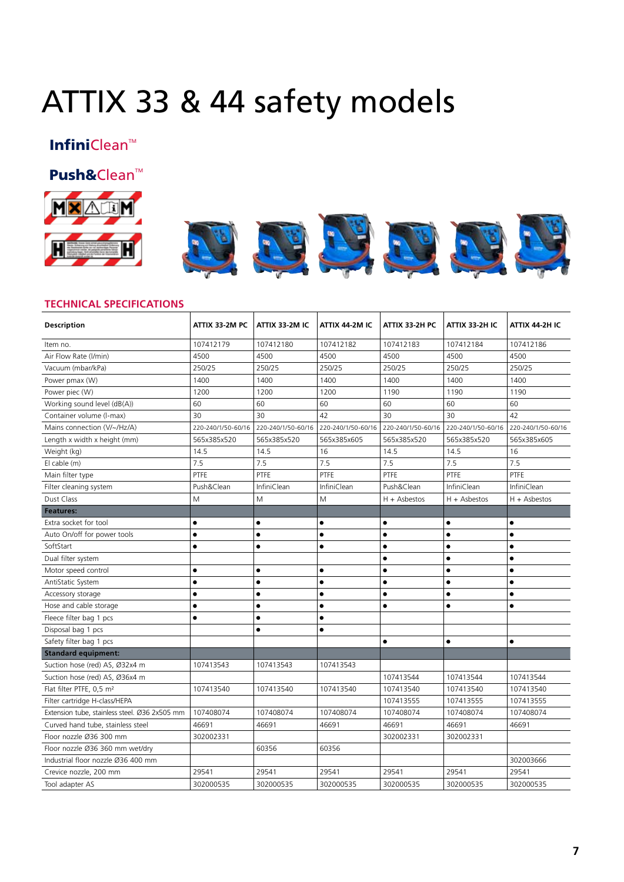# ATTIX 33 & 44 safety models

**InfiniClean™**

**Push&Clean™**

## TECHNICAL SPECIFICATIONS

| Description | ATTIX 33-2M PC | ATTIX 33-2M IC | ATTIX 44-2M IC | ATTIX 33-2H PC | ATTIX 33-2H IC | ATTIX 44-2H IC |
|---|---|---|---|---|---|---|
| Item no. | 107412179 | 107412180 | 107412182 | 107412183 | 107412184 | 107412186 |
| Air Flow Rate (l/min) | 4500 | 4500 | 4500 | 4500 | 4500 | 4500 |
| Vacuum (mbar/kPa) | 250/25 | 250/25 | 250/25 | 250/25 | 250/25 | 250/25 |
| Power pmax (W) | 1400 | 1400 | 1400 | 1400 | 1400 | 1400 |
| Power piec (W) | 1200 | 1200 | 1200 | 1190 | 1190 | 1190 |
| Working sound level (dB(A)) | 60 | 60 | 60 | 60 | 60 | 60 |
| Container volume (l-max) | 30 | 30 | 42 | 30 | 30 | 42 |
| Mains connection (V/~/Hz/A) | 220-240/1/50-60/16 | 220-240/1/50-60/16 | 220-240/1/50-60/16 | 220-240/1/50-60/16 | 220-240/1/50-60/16 | 220-240/1/50-60/16 |
| Length x width x height (mm) | 565x385x520 | 565x385x520 | 565x385x605 | 565x385x520 | 565x385x520 | 565x385x605 |
| Weight (kg) | 14.5 | 14.5 | 16 | 14.5 | 14.5 | 16 |
| El cable (m) | 7.5 | 7.5 | 7.5 | 7.5 | 7.5 | 7.5 |
| Main filter type | PTFE | PTFE | PTFE | PTFE | PTFE | PTFE |
| Filter cleaning system | Push&Clean | InfiniClean | InfiniClean | Push&Clean | InfiniClean | InfiniClean |
| Dust Class | M | M | M | H + Asbestos | H + Asbestos | H + Asbestos |
| **Features:** | | | | | | |
| Extra socket for tool | ● | ● | ● | ● | ● | ● |
| Auto On/off for power tools | ● | ● | ● | ● | ● | ● |
| SoftStart | ● | ● | ● | ● | ● | ● |
| Dual filter system | | | | ● | ● | ● |
| Motor speed control | ● | ● | ● | ● | ● | ● |
| AntiStatic System | ● | ● | ● | ● | ● | ● |
| Accessory storage | ● | ● | ● | ● | ● | ● |
| Hose and cable storage | ● | ● | ● | ● | ● | ● |
| Fleece filter bag 1 pcs | ● | ● | ● | | | |
| Disposal bag 1 pcs | | ● | ● | | | |
| Safety filter bag 1 pcs | | | | ● | ● | ● |
| **Standard equipment:** | | | | | | |
| Suction hose (red) AS, Ø32x4 m | 107413543 | 107413543 | 107413543 | | | |
| Suction hose (red) AS, Ø36x4 m | | | | 107413544 | 107413544 | 107413544 |
| Flat filter PTFE, 0,5 m² | 107413540 | 107413540 | 107413540 | 107413540 | 107413540 | 107413540 |
| Filter cartridge H-class/HEPA | | | | 107413555 | 107413555 | 107413555 |
| Extension tube, stainless steel. Ø36 2x505 mm | 107408074 | 107408074 | 107408074 | 107408074 | 107408074 | 107408074 |
| Curved hand tube, stainless steel | 46691 | 46691 | 46691 | 46691 | 46691 | 46691 |
| Floor nozzle Ø36 300 mm | 302002331 | | | 302002331 | 302002331 | |
| Floor nozzle Ø36 360 mm wet/dry | | 60356 | 60356 | | | |
| Industrial floor nozzle Ø36 400 mm | | | | | | 302003666 |
| Crevice nozzle, 200 mm | 29541 | 29541 | 29541 | 29541 | 29541 | 29541 |
| Tool adapter AS | 302000535 | 302000535 | 302000535 | 302000535 | 302000535 | 302000535 |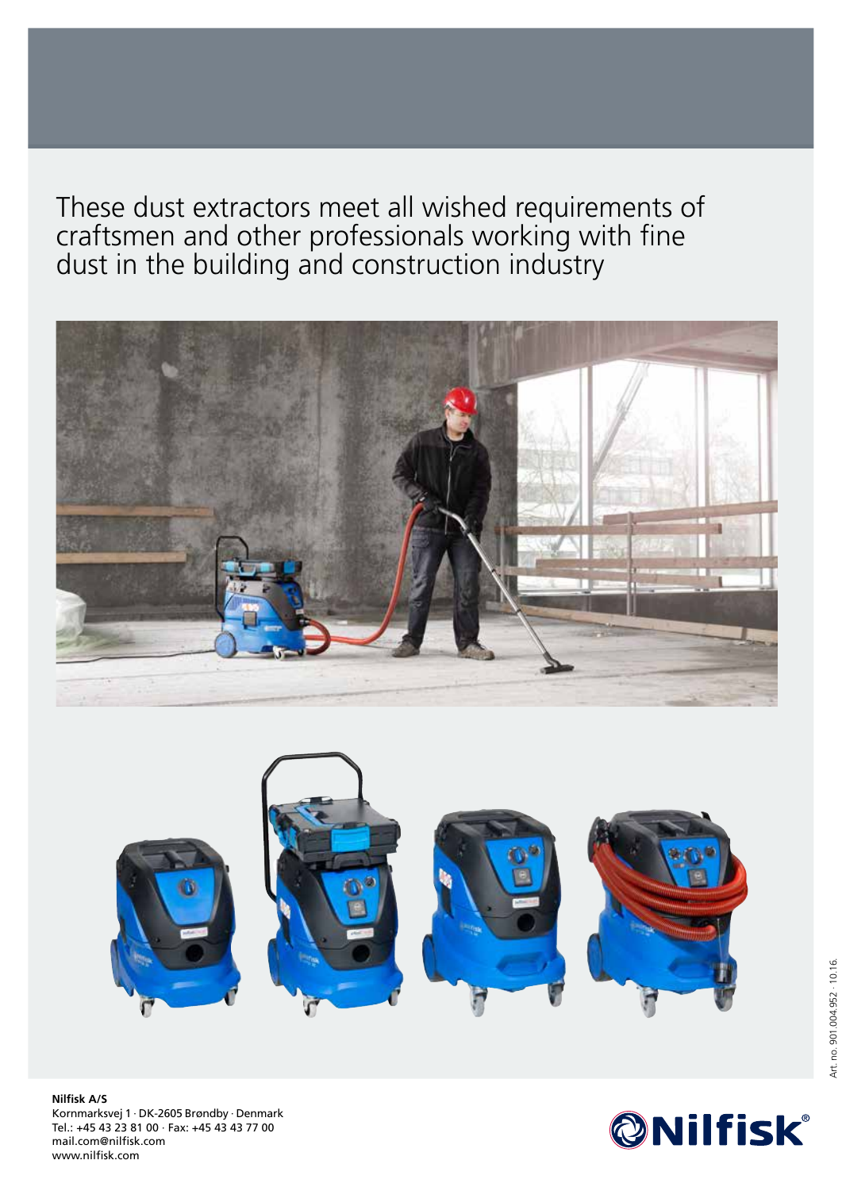These dust extractors meet all wished requirements of craftsmen and other professionals working with fine dust in the building and construction industry

**Nilfisk A/S**
Kornmarksvej 1 · DK-2605 Brøndby · Denmark
Tel.: +45 43 23 81 00 · Fax: +45 43 43 77 00
mail.com@nilfisk.com
www.nilfisk.com

Art. no. 901.004.952 · 10.16.